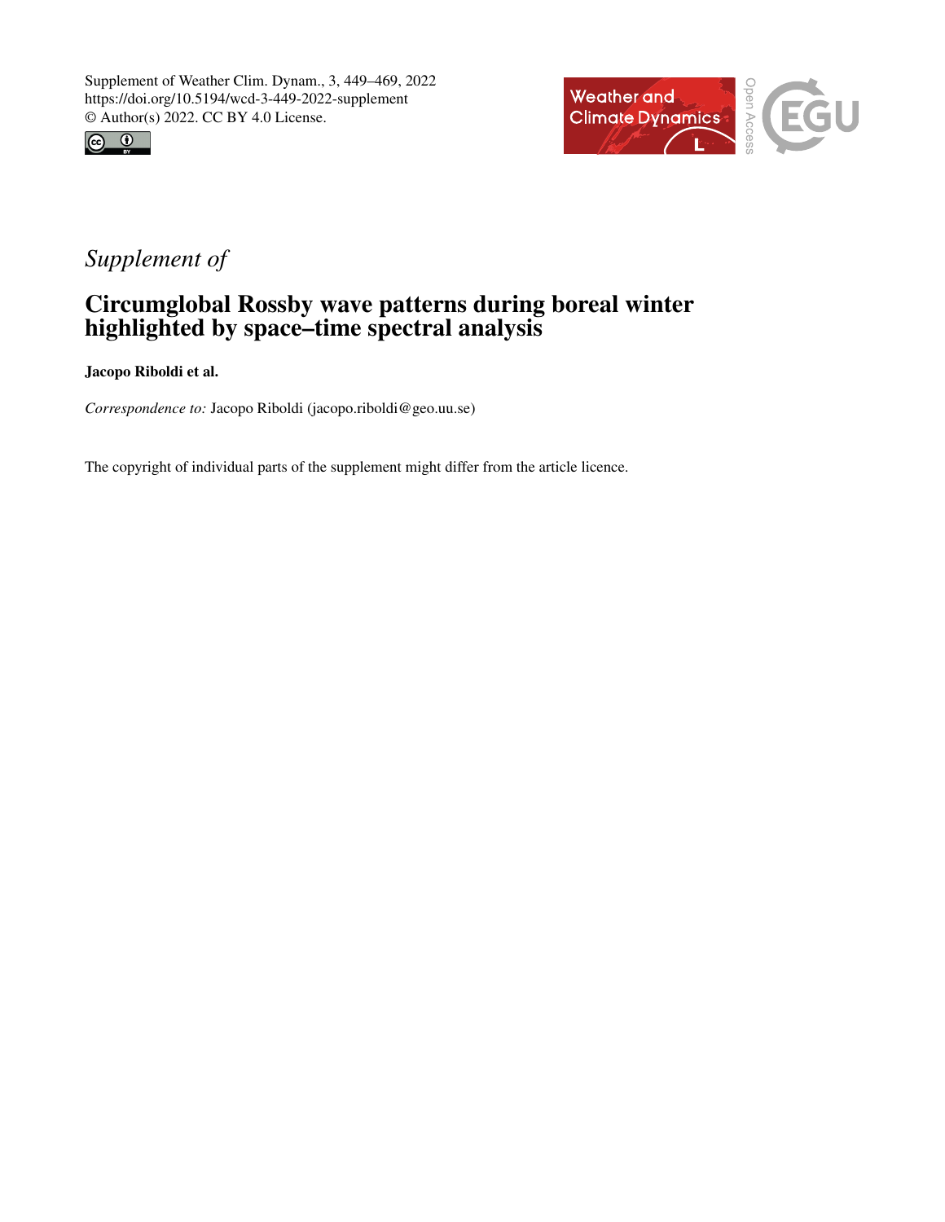Supplement of Weather Clim. Dynam., 3, 449–469, 2022
https://doi.org/10.5194/wcd-3-449-2022-supplement
© Author(s) 2022. CC BY 4.0 License.

*Supplement of*

# Circumglobal Rossby wave patterns during boreal winter highlighted by space–time spectral analysis

**Jacopo Riboldi et al.**

*Correspondence to:* Jacopo Riboldi (jacopo.riboldi@geo.uu.se)

The copyright of individual parts of the supplement might differ from the article licence.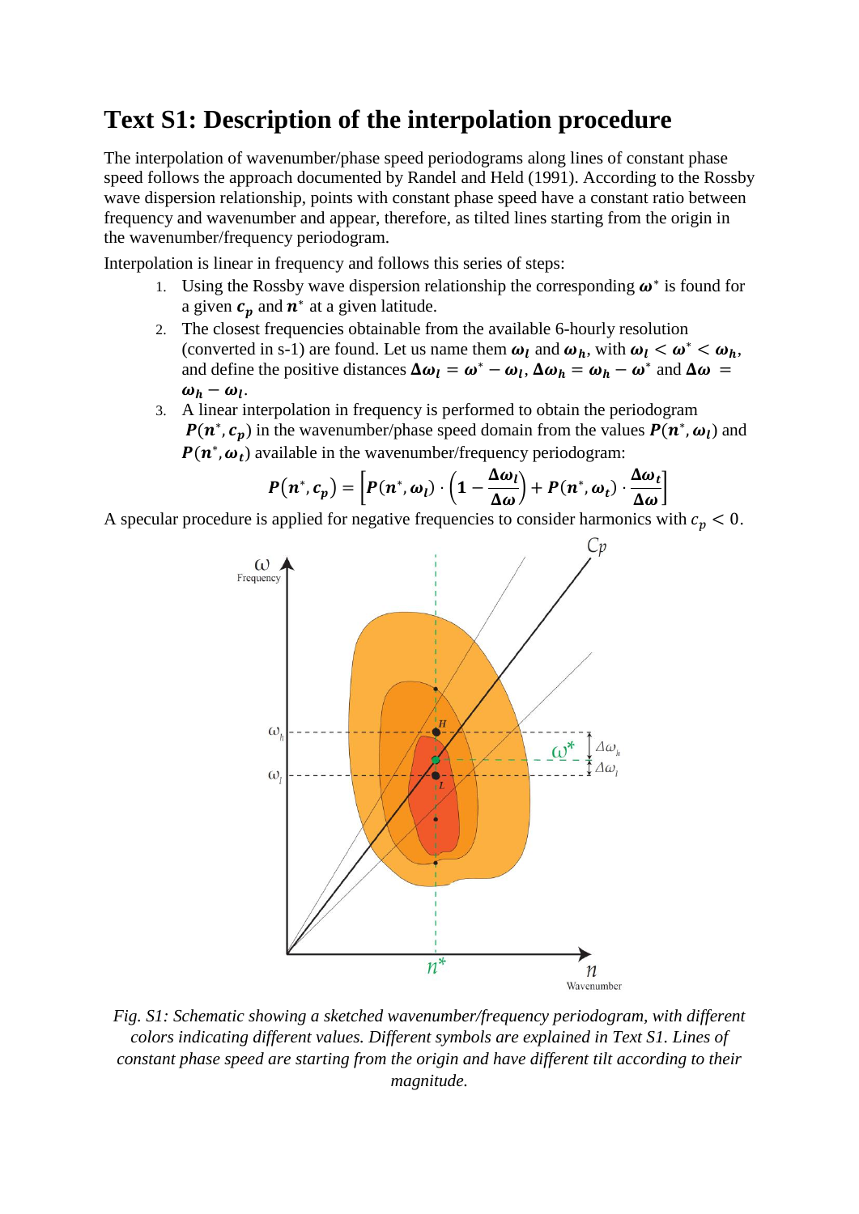# Text S1: Description of the interpolation procedure

The interpolation of wavenumber/phase speed periodograms along lines of constant phase speed follows the approach documented by Randel and Held (1991). According to the Rossby wave dispersion relationship, points with constant phase speed have a constant ratio between frequency and wavenumber and appear, therefore, as tilted lines starting from the origin in the wavenumber/frequency periodogram.

Interpolation is linear in frequency and follows this series of steps:

1. Using the Rossby wave dispersion relationship the corresponding $\boldsymbol{\omega}^*$ is found for a given $\boldsymbol{c_p}$ and $\boldsymbol{n}^*$ at a given latitude.
2. The closest frequencies obtainable from the available 6-hourly resolution (converted in s-1) are found. Let us name them $\boldsymbol{\omega_l}$ and $\boldsymbol{\omega_h}$, with $\boldsymbol{\omega_l < \omega^* < \omega_h}$, and define the positive distances $\boldsymbol{\Delta\omega_l = \omega^* - \omega_l}$, $\boldsymbol{\Delta\omega_h = \omega_h - \omega^*}$ and $\boldsymbol{\Delta\omega = \omega_h - \omega_l}$.
3. A linear interpolation in frequency is performed to obtain the periodogram $\boldsymbol{P(n^*, c_p)}$ in the wavenumber/phase speed domain from the values $\boldsymbol{P(n^*, \omega_l)}$ and $\boldsymbol{P(n^*, \omega_t)}$ available in the wavenumber/frequency periodogram:

$$\boldsymbol{P(n^*, c_p) = \left[P(n^*, \omega_l) \cdot \left(1 - \frac{\Delta\omega_l}{\Delta\omega}\right) + P(n^*, \omega_t) \cdot \frac{\Delta\omega_t}{\Delta\omega}\right]}$$

A specular procedure is applied for negative frequencies to consider harmonics with $c_p < 0$.

*Fig. S1: Schematic showing a sketched wavenumber/frequency periodogram, with different colors indicating different values. Different symbols are explained in Text S1. Lines of constant phase speed are starting from the origin and have different tilt according to their magnitude.*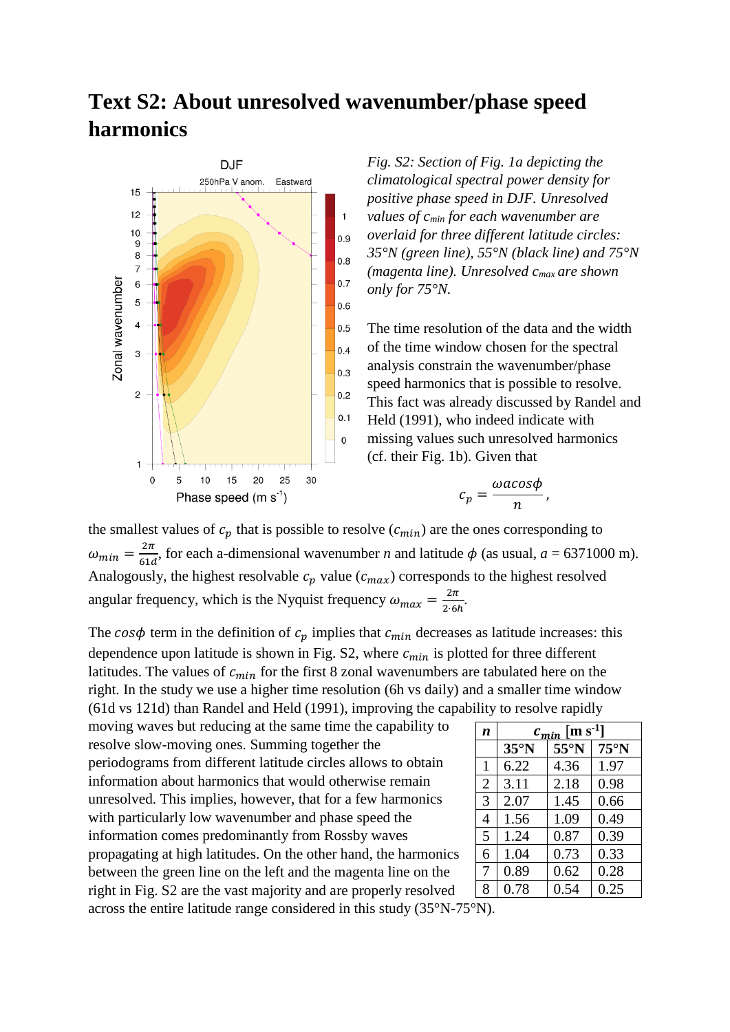# Text S2: About unresolved wavenumber/phase speed harmonics

*Fig. S2: Section of Fig. 1a depicting the climatological spectral power density for positive phase speed in DJF. Unresolved values of $c_{min}$ for each wavenumber are overlaid for three different latitude circles: 35°N (green line), 55°N (black line) and 75°N (magenta line). Unresolved $c_{max}$ are shown only for 75°N.*

The time resolution of the data and the width of the time window chosen for the spectral analysis constrain the wavenumber/phase speed harmonics that is possible to resolve. This fact was already discussed by Randel and Held (1991), who indeed indicate with missing values such unresolved harmonics (cf. their Fig. 1b). Given that

$$c_p = \frac{\omega a \cos\phi}{n},$$

the smallest values of $c_p$ that is possible to resolve ($c_{min}$) are the ones corresponding to $\omega_{min} = \frac{2\pi}{61d}$, for each a-dimensional wavenumber *n* and latitude $\phi$ (as usual, *a* = 6371000 m). Analogously, the highest resolvable $c_p$ value ($c_{max}$) corresponds to the highest resolved angular frequency, which is the Nyquist frequency $\omega_{max} = \frac{2\pi}{2 \cdot 6h}$.

The $\cos\phi$ term in the definition of $c_p$ implies that $c_{min}$ decreases as latitude increases: this dependence upon latitude is shown in Fig. S2, where $c_{min}$ is plotted for three different latitudes. The values of $c_{min}$ for the first 8 zonal wavenumbers are tabulated here on the right. In the study we use a higher time resolution (6h vs daily) and a smaller time window (61d vs 121d) than Randel and Held (1991), improving the capability to resolve rapidly moving waves but reducing at the same time the capability to resolve slow-moving ones. Summing together the periodograms from different latitude circles allows to obtain information about harmonics that would otherwise remain unresolved. This implies, however, that for a few harmonics with particularly low wavenumber and phase speed the information comes predominantly from Rossby waves propagating at high latitudes. On the other hand, the harmonics between the green line on the left and the magenta line on the right in Fig. S2 are the vast majority and are properly resolved across the entire latitude range considered in this study (35°N-75°N).

| ***n*** | **$c_{min}$ [m s$^{-1}$]** | | |
|---|---|---|---|
| | **35°N** | **55°N** | **75°N** |
| 1 | 6.22 | 4.36 | 1.97 |
| 2 | 3.11 | 2.18 | 0.98 |
| 3 | 2.07 | 1.45 | 0.66 |
| 4 | 1.56 | 1.09 | 0.49 |
| 5 | 1.24 | 0.87 | 0.39 |
| 6 | 1.04 | 0.73 | 0.33 |
| 7 | 0.89 | 0.62 | 0.28 |
| 8 | 0.78 | 0.54 | 0.25 |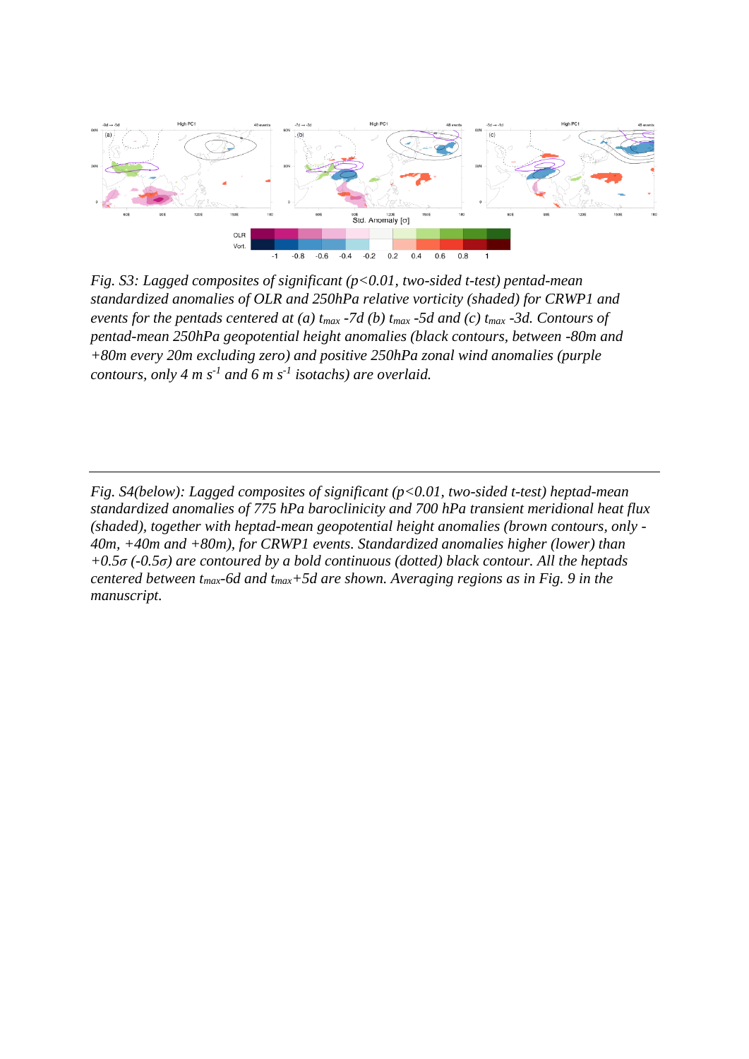*Fig. S3: Lagged composites of significant ($p<0.01$, two-sided t-test) pentad-mean standardized anomalies of OLR and 250hPa relative vorticity (shaded) for CRWP1 and events for the pentads centered at (a) $t_{max}$ -7d (b) $t_{max}$ -5d and (c) $t_{max}$ -3d. Contours of pentad-mean 250hPa geopotential height anomalies (black contours, between -80m and +80m every 20m excluding zero) and positive 250hPa zonal wind anomalies (purple contours, only 4 m $s^{-1}$ and 6 m $s^{-1}$ isotachs) are overlaid.*

---

*Fig. S4(below): Lagged composites of significant ($p<0.01$, two-sided t-test) heptad-mean standardized anomalies of 775 hPa baroclinicity and 700 hPa transient meridional heat flux (shaded), together with heptad-mean geopotential height anomalies (brown contours, only -40m, +40m and +80m), for CRWP1 events. Standardized anomalies higher (lower) than $+0.5\sigma$ ($-0.5\sigma$) are contoured by a bold continuous (dotted) black contour. All the heptads centered between $t_{max}$-6d and $t_{max}$+5d are shown. Averaging regions as in Fig. 9 in the manuscript.*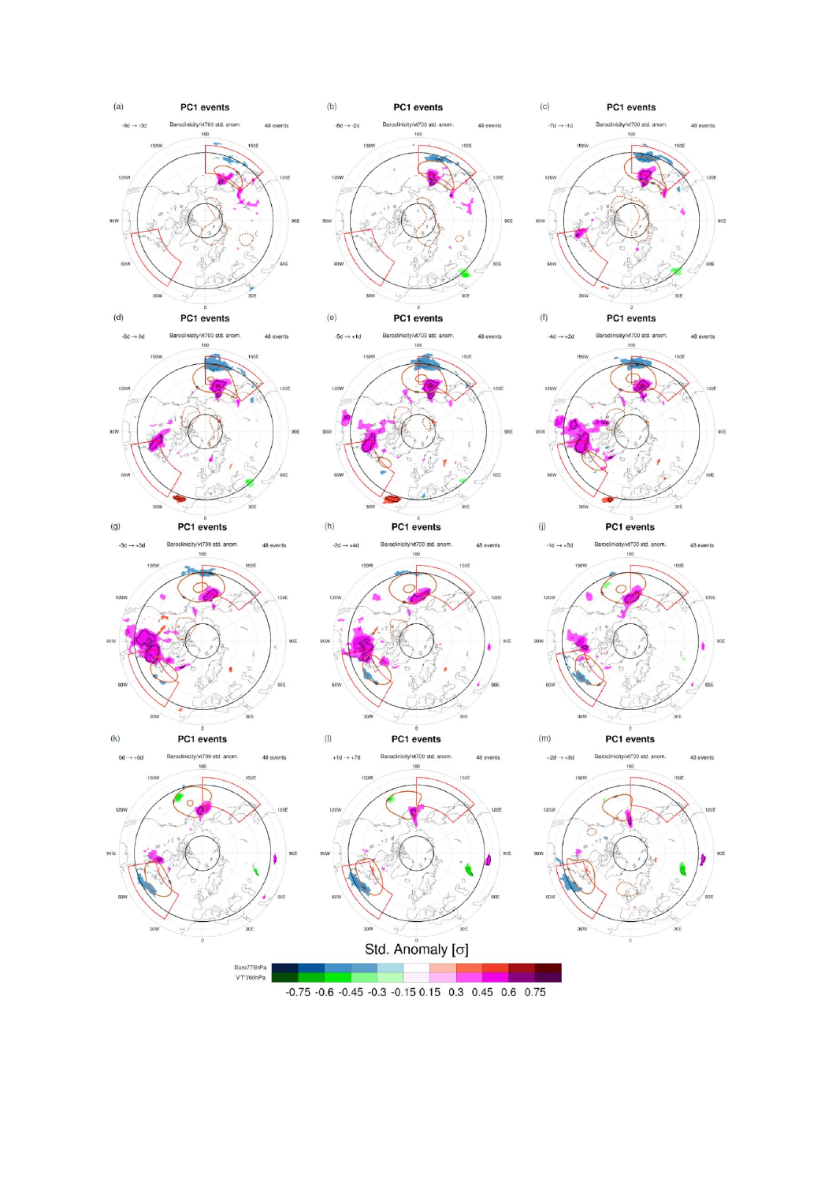(a) PC1 events

-9d → -3d    Baroclinicity/vt700 std. anom.    48 events

(b) PC1 events

-8d → -2d    Baroclinicity/vt700 std. anom.    48 events

(c) PC1 events

-7d → -1d    Baroclinicity/vt700 std. anom.    48 events

(d) PC1 events

-6d → 0d    Baroclinicity/vt700 std. anom.    48 events

(e) PC1 events

-5d → +1d    Baroclinicity/vt700 std. anom.    48 events

(f) PC1 events

-4d → +2d    Baroclinicity/vt700 std. anom.    48 events

(g) PC1 events

-3d → +3d    Baroclinicity/vt700 std. anom.    48 events

(h) PC1 events

-2d → +4d    Baroclinicity/vt700 std. anom.    48 events

(j) PC1 events

-1d → +5d    Baroclinicity/vt700 std. anom.    48 events

(k) PC1 events

0d → +6d    Baroclinicity/vt700 std. anom.    48 events

(l) PC1 events

+1d → +7d    Baroclinicity/vt700 std. anom.    48 events

(m) PC1 events

+2d → +8d    Baroclinicity/vt700 std. anom.    48 events

Std. Anomaly [σ]

Baro775hPa

VT'700hPa

-0.75 -0.6 -0.45 -0.3 -0.15 0.15 0.3 0.45 0.6 0.75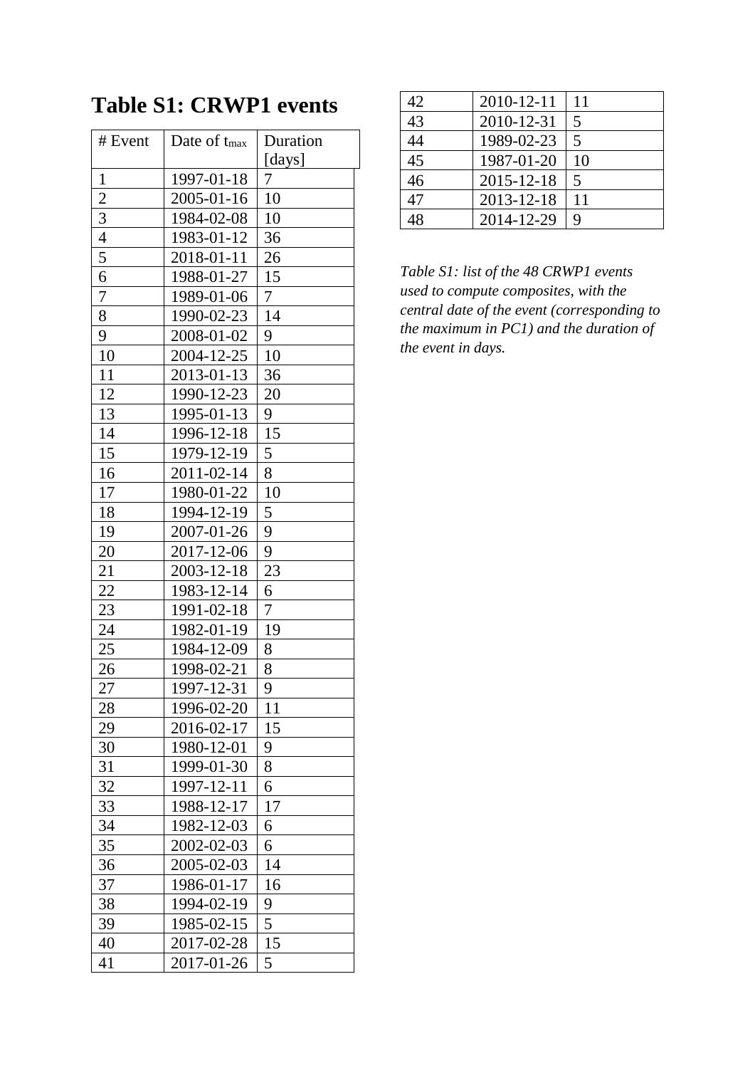# Table S1: CRWP1 events

| # Event | Date of $t_{max}$ | Duration [days] |
|---|---|---|
| 1 | 1997-01-18 | 7 |
| 2 | 2005-01-16 | 10 |
| 3 | 1984-02-08 | 10 |
| 4 | 1983-01-12 | 36 |
| 5 | 2018-01-11 | 26 |
| 6 | 1988-01-27 | 15 |
| 7 | 1989-01-06 | 7 |
| 8 | 1990-02-23 | 14 |
| 9 | 2008-01-02 | 9 |
| 10 | 2004-12-25 | 10 |
| 11 | 2013-01-13 | 36 |
| 12 | 1990-12-23 | 20 |
| 13 | 1995-01-13 | 9 |
| 14 | 1996-12-18 | 15 |
| 15 | 1979-12-19 | 5 |
| 16 | 2011-02-14 | 8 |
| 17 | 1980-01-22 | 10 |
| 18 | 1994-12-19 | 5 |
| 19 | 2007-01-26 | 9 |
| 20 | 2017-12-06 | 9 |
| 21 | 2003-12-18 | 23 |
| 22 | 1983-12-14 | 6 |
| 23 | 1991-02-18 | 7 |
| 24 | 1982-01-19 | 19 |
| 25 | 1984-12-09 | 8 |
| 26 | 1998-02-21 | 8 |
| 27 | 1997-12-31 | 9 |
| 28 | 1996-02-20 | 11 |
| 29 | 2016-02-17 | 15 |
| 30 | 1980-12-01 | 9 |
| 31 | 1999-01-30 | 8 |
| 32 | 1997-12-11 | 6 |
| 33 | 1988-12-17 | 17 |
| 34 | 1982-12-03 | 6 |
| 35 | 2002-02-03 | 6 |
| 36 | 2005-02-03 | 14 |
| 37 | 1986-01-17 | 16 |
| 38 | 1994-02-19 | 9 |
| 39 | 1985-02-15 | 5 |
| 40 | 2017-02-28 | 15 |
| 41 | 2017-01-26 | 5 |
| 42 | 2010-12-11 | 11 |
| 43 | 2010-12-31 | 5 |
| 44 | 1989-02-23 | 5 |
| 45 | 1987-01-20 | 10 |
| 46 | 2015-12-18 | 5 |
| 47 | 2013-12-18 | 11 |
| 48 | 2014-12-29 | 9 |

*Table S1: list of the 48 CRWP1 events used to compute composites, with the central date of the event (corresponding to the maximum in PC1) and the duration of the event in days.*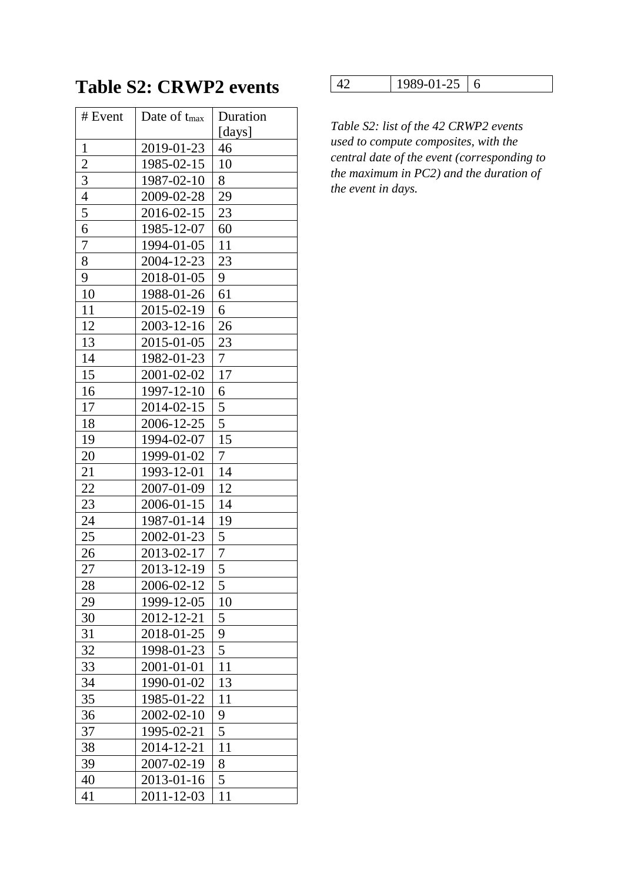# Table S2: CRWP2 events

| # Event | Date of $t_{max}$ | Duration [days] |
|---|---|---|
| 1 | 2019-01-23 | 46 |
| 2 | 1985-02-15 | 10 |
| 3 | 1987-02-10 | 8 |
| 4 | 2009-02-28 | 29 |
| 5 | 2016-02-15 | 23 |
| 6 | 1985-12-07 | 60 |
| 7 | 1994-01-05 | 11 |
| 8 | 2004-12-23 | 23 |
| 9 | 2018-01-05 | 9 |
| 10 | 1988-01-26 | 61 |
| 11 | 2015-02-19 | 6 |
| 12 | 2003-12-16 | 26 |
| 13 | 2015-01-05 | 23 |
| 14 | 1982-01-23 | 7 |
| 15 | 2001-02-02 | 17 |
| 16 | 1997-12-10 | 6 |
| 17 | 2014-02-15 | 5 |
| 18 | 2006-12-25 | 5 |
| 19 | 1994-02-07 | 15 |
| 20 | 1999-01-02 | 7 |
| 21 | 1993-12-01 | 14 |
| 22 | 2007-01-09 | 12 |
| 23 | 2006-01-15 | 14 |
| 24 | 1987-01-14 | 19 |
| 25 | 2002-01-23 | 5 |
| 26 | 2013-02-17 | 7 |
| 27 | 2013-12-19 | 5 |
| 28 | 2006-02-12 | 5 |
| 29 | 1999-12-05 | 10 |
| 30 | 2012-12-21 | 5 |
| 31 | 2018-01-25 | 9 |
| 32 | 1998-01-23 | 5 |
| 33 | 2001-01-01 | 11 |
| 34 | 1990-01-02 | 13 |
| 35 | 1985-01-22 | 11 |
| 36 | 2002-02-10 | 9 |
| 37 | 1995-02-21 | 5 |
| 38 | 2014-12-21 | 11 |
| 39 | 2007-02-19 | 8 |
| 40 | 2013-01-16 | 5 |
| 41 | 2011-12-03 | 11 |
| 42 | 1989-01-25 | 6 |

*Table S2: list of the 42 CRWP2 events used to compute composites, with the central date of the event (corresponding to the maximum in PC2) and the duration of the event in days.*